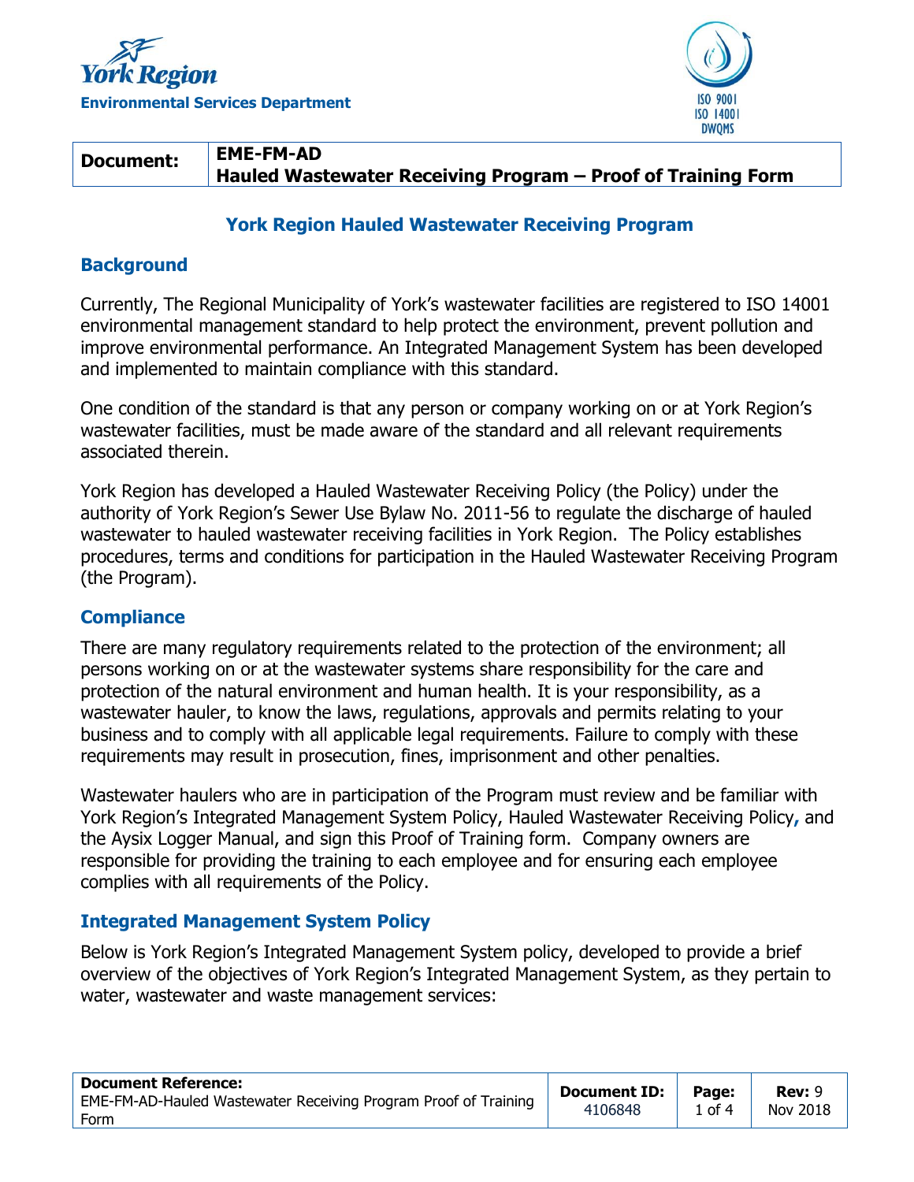York Region

Environmental Services Department

| Document: | EME-FM-AD<br>Hauled Wastewater Receiving Program – Proof of Training Form |
|---|---|

## York Region Hauled Wastewater Receiving Program

### Background

Currently, The Regional Municipality of York's wastewater facilities are registered to ISO 14001 environmental management standard to help protect the environment, prevent pollution and improve environmental performance. An Integrated Management System has been developed and implemented to maintain compliance with this standard.

One condition of the standard is that any person or company working on or at York Region's wastewater facilities, must be made aware of the standard and all relevant requirements associated therein.

York Region has developed a Hauled Wastewater Receiving Policy (the Policy) under the authority of York Region's Sewer Use Bylaw No. 2011-56 to regulate the discharge of hauled wastewater to hauled wastewater receiving facilities in York Region. The Policy establishes procedures, terms and conditions for participation in the Hauled Wastewater Receiving Program (the Program).

### Compliance

There are many regulatory requirements related to the protection of the environment; all persons working on or at the wastewater systems share responsibility for the care and protection of the natural environment and human health. It is your responsibility, as a wastewater hauler, to know the laws, regulations, approvals and permits relating to your business and to comply with all applicable legal requirements. Failure to comply with these requirements may result in prosecution, fines, imprisonment and other penalties.

Wastewater haulers who are in participation of the Program must review and be familiar with York Region's Integrated Management System Policy, Hauled Wastewater Receiving Policy, and the Aysix Logger Manual, and sign this Proof of Training form. Company owners are responsible for providing the training to each employee and for ensuring each employee complies with all requirements of the Policy.

### Integrated Management System Policy

Below is York Region's Integrated Management System policy, developed to provide a brief overview of the objectives of York Region's Integrated Management System, as they pertain to water, wastewater and waste management services: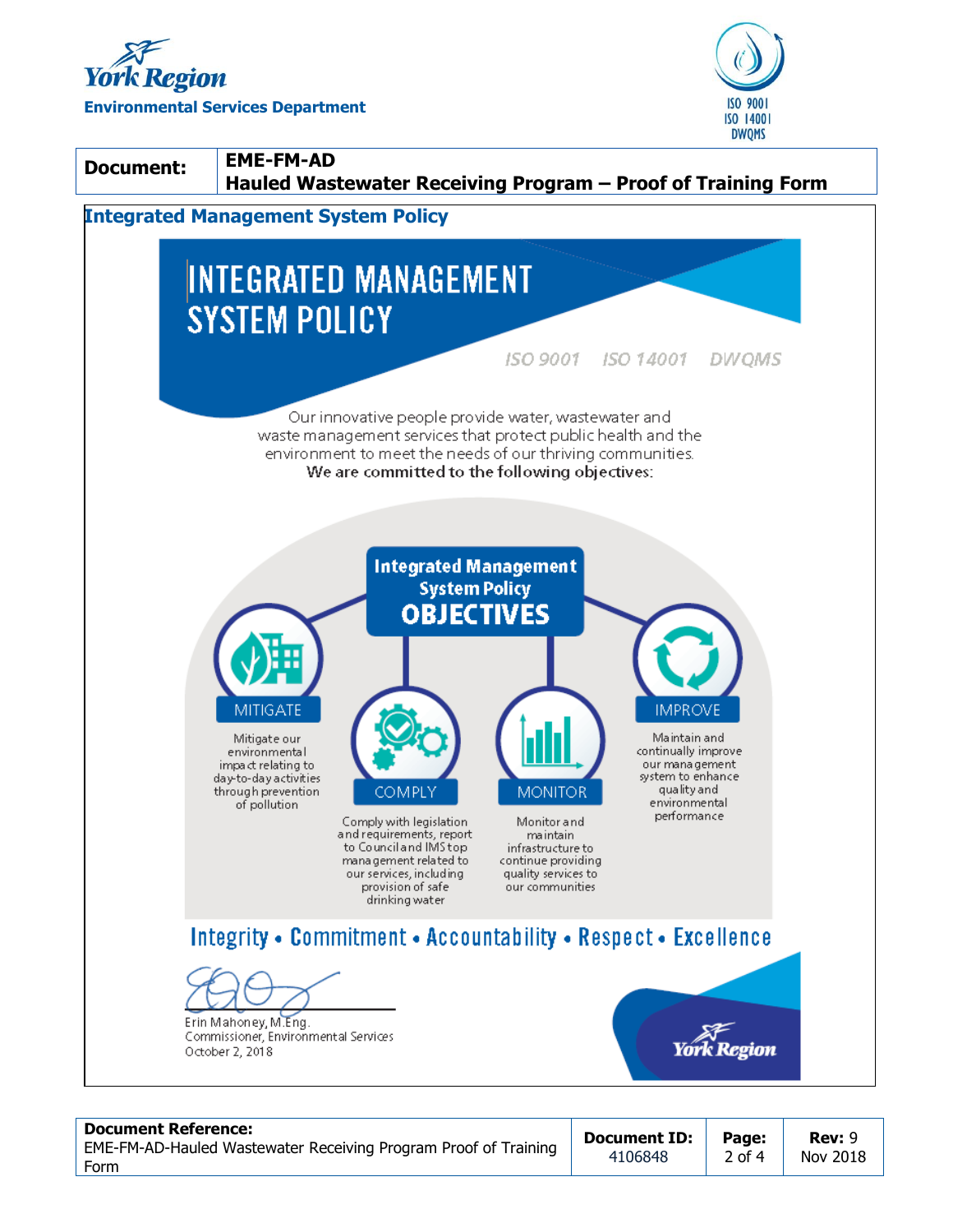| **Document:** | **EME-FM-AD** **Hauled Wastewater Receiving Program – Proof of Training Form** |
|---|---|

## Integrated Management System Policy

# INTEGRATED MANAGEMENT SYSTEM POLICY

*ISO 9001 ISO 14001 DWQMS*

Our innovative people provide water, wastewater and waste management services that protect public health and the environment to meet the needs of our thriving communities.
**We are committed to the following objectives:**

### Integrated Management System Policy OBJECTIVES

**MITIGATE**
Mitigate our environmental impact relating to day-to-day activities through prevention of pollution

**COMPLY**
Comply with legislation and requirements, report to Council and IMS top management related to our services, including provision of safe drinking water

**MONITOR**
Monitor and maintain infrastructure to continue providing quality services to our communities

**IMPROVE**
Maintain and continually improve our management system to enhance quality and environmental performance

**Integrity • Commitment • Accountability • Respect • Excellence**

Erin Mahoney, M.Eng.
Commissioner, Environmental Services
October 2, 2018

| **Document Reference:** EME-FM-AD-Hauled Wastewater Receiving Program Proof of Training Form | **Document ID:** 4106848 | **Page:** 2 of 4 | **Rev:** 9 Nov 2018 |
|---|---|---|---|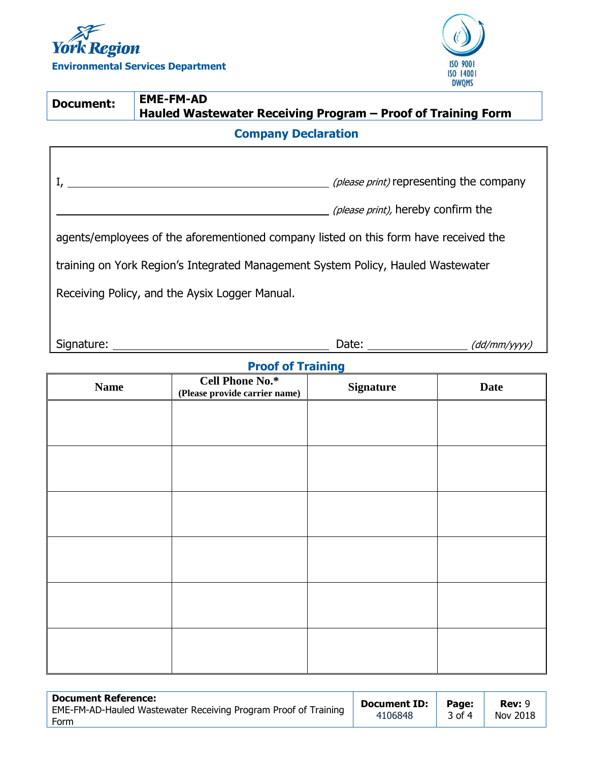York Region

**Environmental Services Department**

ISO 9001
ISO 14001
DWQMS

| Document: | EME-FM-AD<br>Hauled Wastewater Receiving Program – Proof of Training Form |
|---|---|

## Company Declaration

I, ________________________________ *(please print)* representing the company ________________________________ *(please print),* hereby confirm the agents/employees of the aforementioned company listed on this form have received the training on York Region's Integrated Management System Policy, Hauled Wastewater Receiving Policy, and the Aysix Logger Manual.

Signature: ________________________ Date: ______________ *(dd/mm/yyyy)*

## Proof of Training

| Name | Cell Phone No.*<br>(Please provide carrier name) | Signature | Date |
|---|---|---|---|
| | | | |
| | | | |
| | | | |
| | | | |
| | | | |
| | | | |

| **Document Reference:**<br>EME-FM-AD-Hauled Wastewater Receiving Program Proof of Training Form | **Document ID:**<br>4106848 | **Page:**<br>3 of 4 | **Rev:** 9<br>Nov 2018 |
|---|---|---|---|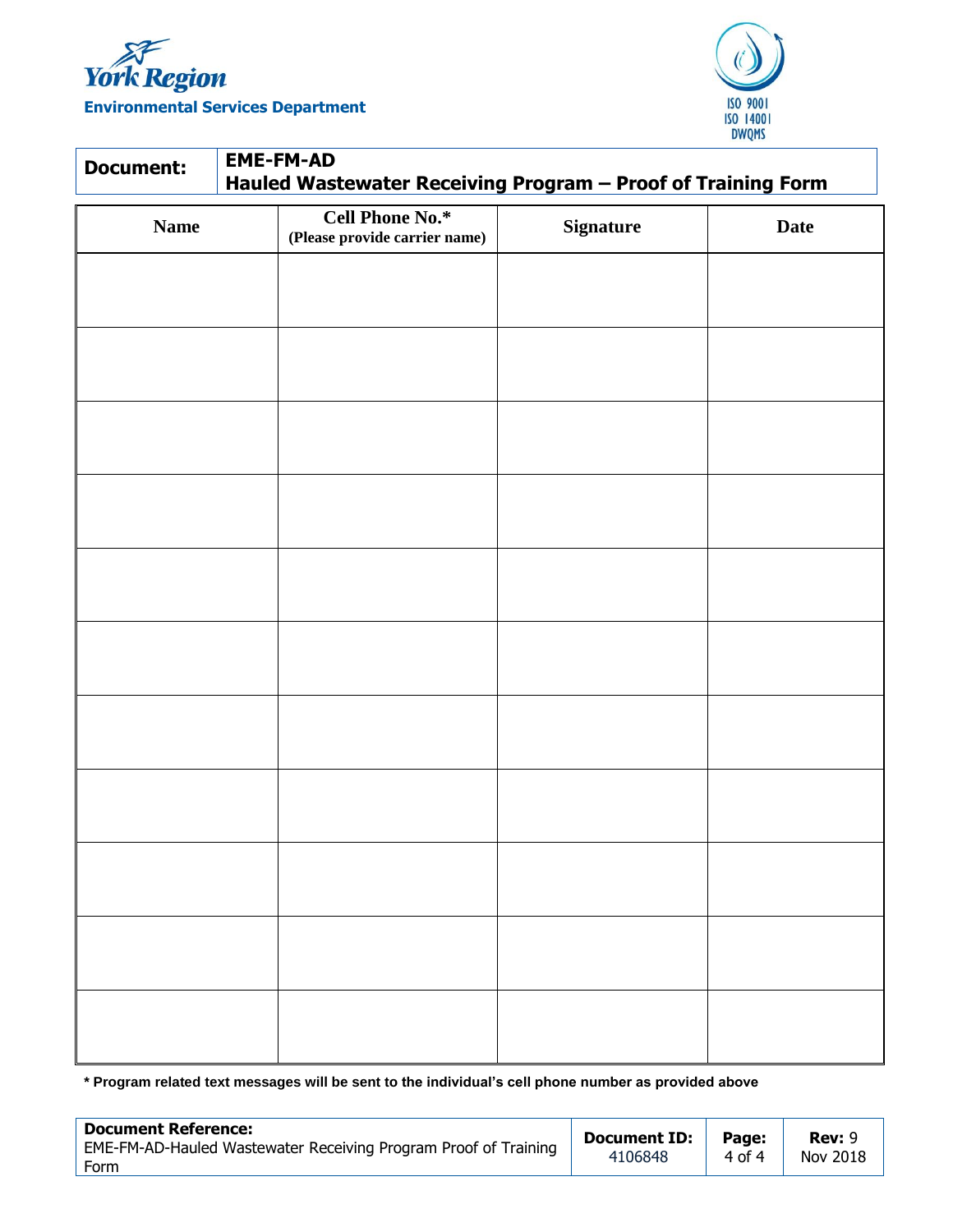York Region

**Environmental Services Department**

ISO 9001
ISO 14001
DWQMS

| Document: | EME-FM-AD<br>Hauled Wastewater Receiving Program – Proof of Training Form |
|---|---|

| Name | Cell Phone No.*<br>(Please provide carrier name) | Signature | Date |
|---|---|---|---|
| | | | |
| | | | |
| | | | |
| | | | |
| | | | |
| | | | |
| | | | |
| | | | |
| | | | |
| | | | |
| | | | |

**\* Program related text messages will be sent to the individual's cell phone number as provided above**

| Document Reference:<br>EME-FM-AD-Hauled Wastewater Receiving Program Proof of Training Form | Document ID:<br>4106848 | Page:<br>4 of 4 | Rev: 9<br>Nov 2018 |
|---|---|---|---|